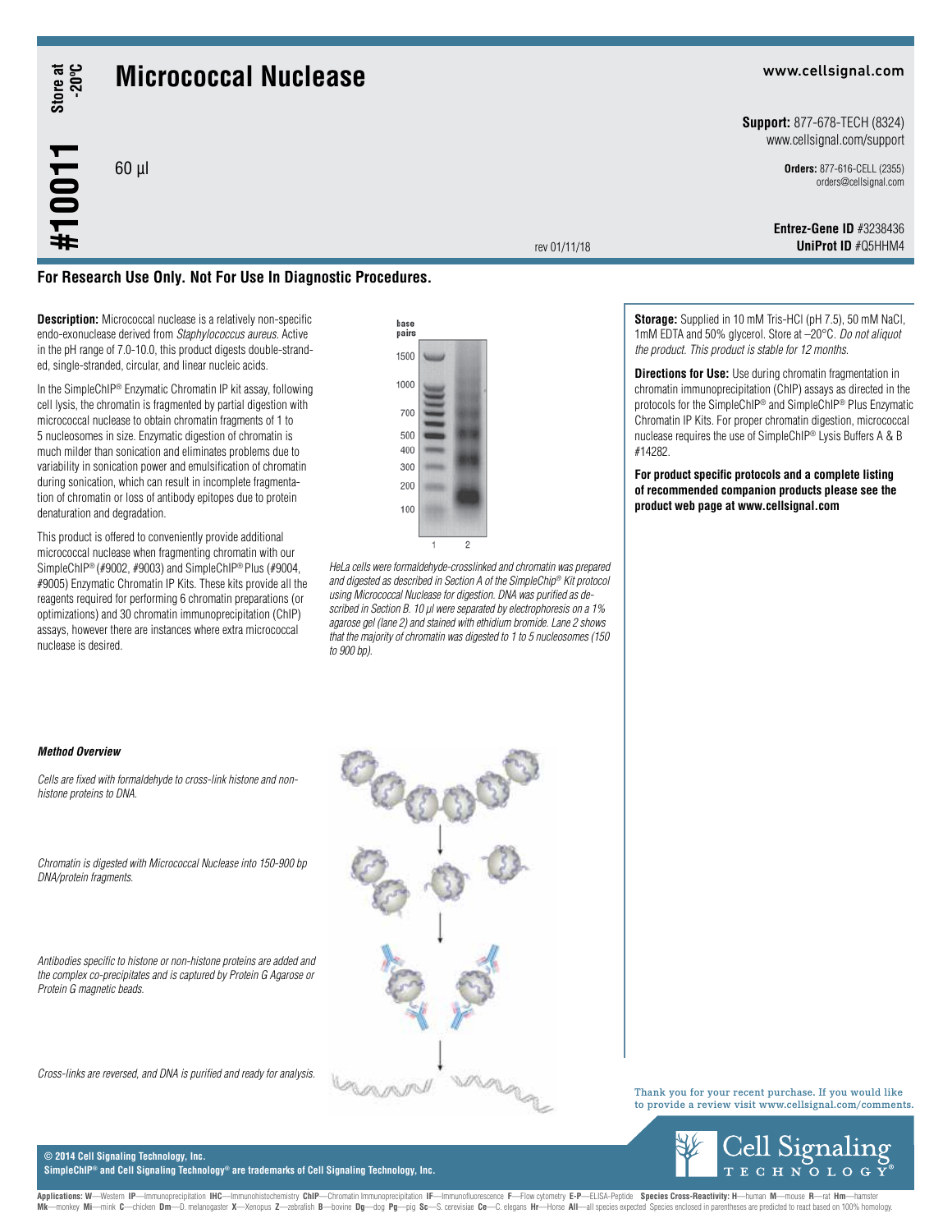# Micrococcal Nuclease

#10011

Store at -20°C

60 µl

www.cellsignal.com

**Support:** 877-678-TECH (8324)
www.cellsignal.com/support

**Orders:** 877-616-CELL (2355)
orders@cellsignal.com

**Entrez-Gene ID** #3238436
**UniProt ID** #Q5HHM4

rev 01/11/18

**For Research Use Only. Not For Use In Diagnostic Procedures.**

**Description:** Micrococcal nuclease is a relatively non-specific endo-exonuclease derived from *Staphylococcus aureus*. Active in the pH range of 7.0-10.0, this product digests double-stranded, single-stranded, circular, and linear nucleic acids.

In the SimpleChIP® Enzymatic Chromatin IP kit assay, following cell lysis, the chromatin is fragmented by partial digestion with micrococcal nuclease to obtain chromatin fragments of 1 to 5 nucleosomes in size. Enzymatic digestion of chromatin is much milder than sonication and eliminates problems due to variability in sonication power and emulsification of chromatin during sonication, which can result in incomplete fragmentation of chromatin or loss of antibody epitopes due to protein denaturation and degradation.

This product is offered to conveniently provide additional micrococcal nuclease when fragmenting chromatin with our SimpleChIP® (#9002, #9003) and SimpleChIP® Plus (#9004, #9005) Enzymatic Chromatin IP Kits. These kits provide all the reagents required for performing 6 chromatin preparations (or optimizations) and 30 chromatin immunoprecipitation (ChIP) assays, however there are instances where extra micrococcal nuclease is desired.

*HeLa cells were formaldehyde-crosslinked and chromatin was prepared and digested as described in Section A of the SimpleChip® Kit protocol using Micrococcal Nuclease for digestion. DNA was purified as described in Section B. 10 µl were separated by electrophoresis on a 1% agarose gel (lane 2) and stained with ethidium bromide. Lane 2 shows that the majority of chromatin was digested to 1 to 5 nucleosomes (150 to 900 bp).*

**Storage:** Supplied in 10 mM Tris-HCl (pH 7.5), 50 mM NaCl, 1mM EDTA and 50% glycerol. Store at –20°C. *Do not aliquot the product. This product is stable for 12 months.*

**Directions for Use:** Use during chromatin fragmentation in chromatin immunoprecipitation (ChIP) assays as directed in the protocols for the SimpleChIP® and SimpleChIP® Plus Enzymatic Chromatin IP Kits. For proper chromatin digestion, micrococcal nuclease requires the use of SimpleChIP® Lysis Buffers A & B #14282.

**For product specific protocols and a complete listing of recommended companion products please see the product web page at www.cellsignal.com**

***Method Overview***

*Cells are fixed with formaldehyde to cross-link histone and non-histone proteins to DNA.*

*Chromatin is digested with Micrococcal Nuclease into 150-900 bp DNA/protein fragments.*

*Antibodies specific to histone or non-histone proteins are added and the complex co-precipitates and is captured by Protein G Agarose or Protein G magnetic beads.*

*Cross-links are reversed, and DNA is purified and ready for analysis.*

Thank you for your recent purchase. If you would like to provide a review visit www.cellsignal.com/comments.

**© 2014 Cell Signaling Technology, Inc.**
**SimpleChIP® and Cell Signaling Technology® are trademarks of Cell Signaling Technology, Inc.**

**Applications: W**—Western **IP**—Immunoprecipitation **IHC**—Immunohistochemistry **ChIP**—Chromatin Immunoprecipitation **IF**—Immunofluorescence **F**—Flow cytometry **E-P**—ELISA-Peptide **Species Cross-Reactivity: H**—human **M**—mouse **R**—rat **Hm**—hamster **Mk**—monkey **Mi**—mink **C**—chicken **Dm**—D. melanogaster **X**—Xenopus **Z**—zebrafish **B**—bovine **Dg**—dog **Pg**—pig **Sc**—S. cerevisiae **Ce**—C. elegans **Hr**—Horse **All**—all species expected Species enclosed in parentheses are predicted to react based on 100% homology.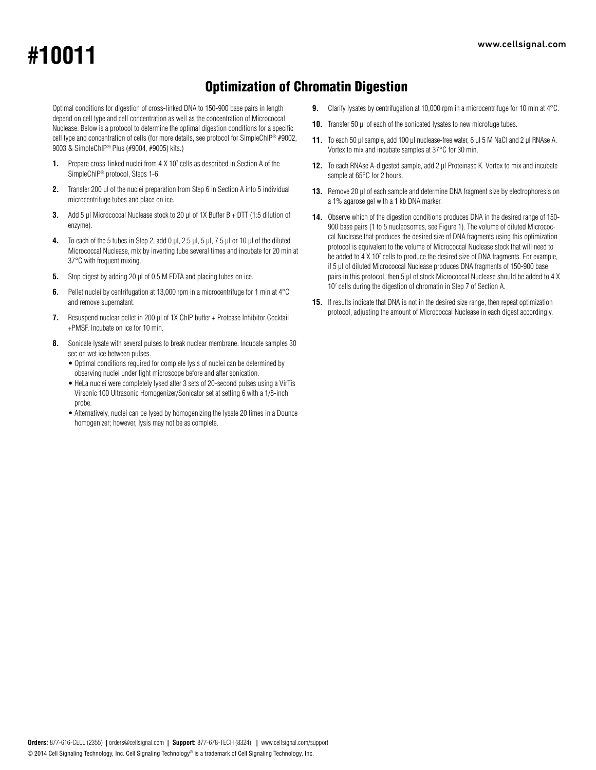# #10011

## Optimization of Chromatin Digestion

Optimal conditions for digestion of cross-linked DNA to 150-900 base pairs in length depend on cell type and cell concentration as well as the concentration of Micrococcal Nuclease. Below is a protocol to determine the optimal digestion conditions for a specific cell type and concentration of cells (for more details, see protocol for SimpleChIP® #9002, 9003 & SimpleChIP® Plus (#9004, #9005) kits.)

1. Prepare cross-linked nuclei from 4 X $10^7$ cells as described in Section A of the SimpleChIP® protocol, Steps 1-6.
2. Transfer 200 µl of the nuclei preparation from Step 6 in Section A into 5 individual microcentrifuge tubes and place on ice.
3. Add 5 µl Micrococcal Nuclease stock to 20 µl of 1X Buffer B + DTT (1:5 dilution of enzyme).
4. To each of the 5 tubes in Step 2, add 0 µl, 2.5 µl, 5 µl, 7.5 µl or 10 µl of the diluted Micrococcal Nuclease, mix by inverting tube several times and incubate for 20 min at 37°C with frequent mixing.
5. Stop digest by adding 20 µl of 0.5 M EDTA and placing tubes on ice.
6. Pellet nuclei by centrifugation at 13,000 rpm in a microcentrifuge for 1 min at 4°C and remove supernatant.
7. Resuspend nuclear pellet in 200 µl of 1X ChIP buffer + Protease Inhibitor Cocktail +PMSF. Incubate on ice for 10 min.
8. Sonicate lysate with several pulses to break nuclear membrane. Incubate samples 30 sec on wet ice between pulses.
   - Optimal conditions required for complete lysis of nuclei can be determined by observing nuclei under light microscope before and after sonication.
   - HeLa nuclei were completely lysed after 3 sets of 20-second pulses using a VirTis Virsonic 100 Ultrasonic Homogenizer/Sonicator set at setting 6 with a 1/8-inch probe.
   - Alternatively, nuclei can be lysed by homogenizing the lysate 20 times in a Dounce homogenizer; however, lysis may not be as complete.
9. Clarify lysates by centrifugation at 10,000 rpm in a microcentrifuge for 10 min at 4°C.
10. Transfer 50 µl of each of the sonicated lysates to new microfuge tubes.
11. To each 50 µl sample, add 100 µl nuclease-free water, 6 µl 5 M NaCl and 2 µl RNAse A. Vortex to mix and incubate samples at 37°C for 30 min.
12. To each RNAse A-digested sample, add 2 µl Proteinase K. Vortex to mix and incubate sample at 65°C for 2 hours.
13. Remove 20 µl of each sample and determine DNA fragment size by electrophoresis on a 1% agarose gel with a 1 kb DNA marker.
14. Observe which of the digestion conditions produces DNA in the desired range of 150-900 base pairs (1 to 5 nucleosomes, see Figure 1). The volume of diluted Micrococcal Nuclease that produces the desired size of DNA fragments using this optimization protocol is equivalent to the volume of Micrococcal Nuclease stock that will need to be added to 4 X $10^7$ cells to produce the desired size of DNA fragments. For example, if 5 µl of diluted Micrococcal Nuclease produces DNA fragments of 150-900 base pairs in this protocol, then 5 µl of stock Micrococcal Nuclease should be added to 4 X $10^7$ cells during the digestion of chromatin in Step 7 of Section A.
15. If results indicate that DNA is not in the desired size range, then repeat optimization protocol, adjusting the amount of Micrococcal Nuclease in each digest accordingly.

**Orders:** 877-616-CELL (2355) | orders@cellsignal.com | **Support:** 877-678-TECH (8324) | www.cellsignal.com/support

© 2014 Cell Signaling Technology, Inc. Cell Signaling Technology® is a trademark of Cell Signaling Technology, Inc.